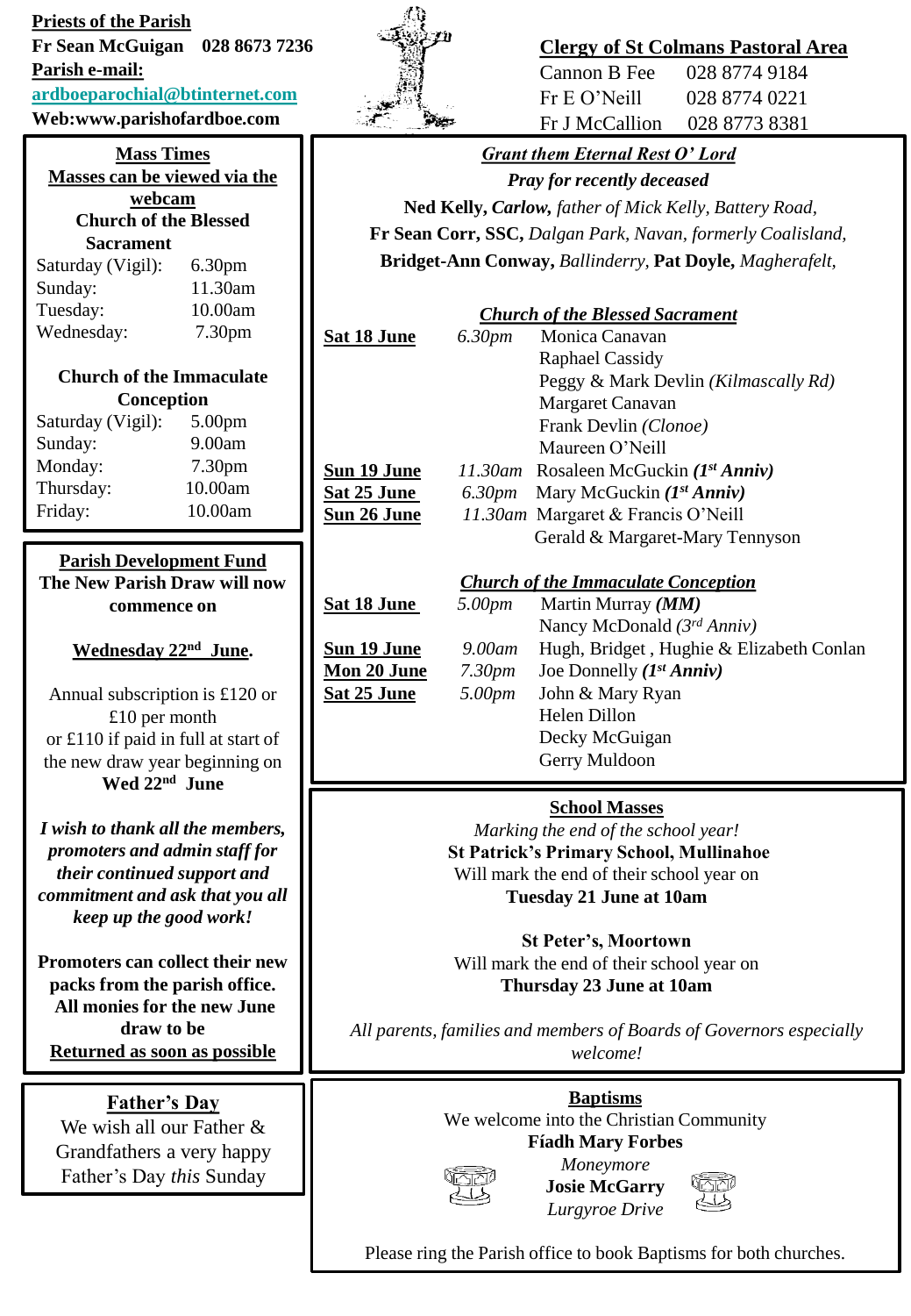**Priests of the Parish**

**Fr Sean McGuigan 028 8673 7236**

**Parish e-mail:**

**ardboeparochial@btinternet.com**

**Web:www.parishofardboe.com**

**Clergy of St Colmans Pastoral Area**

| | |
|---|---|
| Cannon B Fee | 028 8774 9184 |
| Fr E O'Neill | 028 8774 0221 |
| Fr J McCallion | 028 8773 8381 |

## Mass Times

**Masses can be viewed via the webcam**

**Church of the Blessed Sacrament**

| | |
|---|---|
| Saturday (Vigil): | 6.30pm |
| Sunday: | 11.30am |
| Tuesday: | 10.00am |
| Wednesday: | 7.30pm |

**Church of the Immaculate Conception**

| | |
|---|---|
| Saturday (Vigil): | 5.00pm |
| Sunday: | 9.00am |
| Monday: | 7.30pm |
| Thursday: | 10.00am |
| Friday: | 10.00am |

## Parish Development Fund

**The New Parish Draw will now commence on**

**Wednesday 22nd June.**

Annual subscription is £120 or £10 per month or £110 if paid in full at start of the new draw year beginning on **Wed 22nd June**

***I wish to thank all the members, promoters and admin staff for their continued support and commitment and ask that you all keep up the good work!***

**Promoters can collect their new packs from the parish office. All monies for the new June draw to be Returned as soon as possible**

## Father's Day

We wish all our Father & Grandfathers a very happy Father's Day *this* Sunday

## *Grant them Eternal Rest O' Lord*

*Pray for recently deceased*

**Ned Kelly,** ***Carlow,*** *father of Mick Kelly, Battery Road,* **Fr Sean Corr, SSC,** *Dalgan Park, Navan, formerly Coalisland,* **Bridget-Ann Conway,** *Ballinderry,* **Pat Doyle,** *Magherafelt,*

### *Church of the Blessed Sacrament*

| | | |
|---|---|---|
| **Sat 18 June** | *6.30pm* | Monica Canavan |
| | | Raphael Cassidy |
| | | Peggy & Mark Devlin *(Kilmascally Rd)* |
| | | Margaret Canavan |
| | | Frank Devlin *(Clonoe)* |
| | | Maureen O'Neill |
| **Sun 19 June** | *11.30am* | Rosaleen McGuckin ***(1st Anniv)*** |
| **Sat 25 June** | *6.30pm* | Mary McGuckin ***(1st Anniv)*** |
| **Sun 26 June** | *11.30am* | Margaret & Francis O'Neill |
| | | Gerald & Margaret-Mary Tennyson |

### *Church of the Immaculate Conception*

| | | |
|---|---|---|
| **Sat 18 June** | *5.00pm* | Martin Murray ***(MM)*** |
| | | Nancy McDonald *(3rd Anniv)* |
| **Sun 19 June** | *9.00am* | Hugh, Bridget , Hughie & Elizabeth Conlan |
| **Mon 20 June** | *7.30pm* | Joe Donnelly ***(1st Anniv)*** |
| **Sat 25 June** | *5.00pm* | John & Mary Ryan |
| | | Helen Dillon |
| | | Decky McGuigan |
| | | Gerry Muldoon |

## School Masses

*Marking the end of the school year!*

**St Patrick's Primary School, Mullinahoe**

Will mark the end of their school year on

**Tuesday 21 June at 10am**

**St Peter's, Moortown**

Will mark the end of their school year on

**Thursday 23 June at 10am**

*All parents, families and members of Boards of Governors especially welcome!*

## Baptisms

We welcome into the Christian Community

**Fíadh Mary Forbes**

*Moneymore*

**Josie McGarry**

*Lurgyroe Drive*

Please ring the Parish office to book Baptisms for both churches.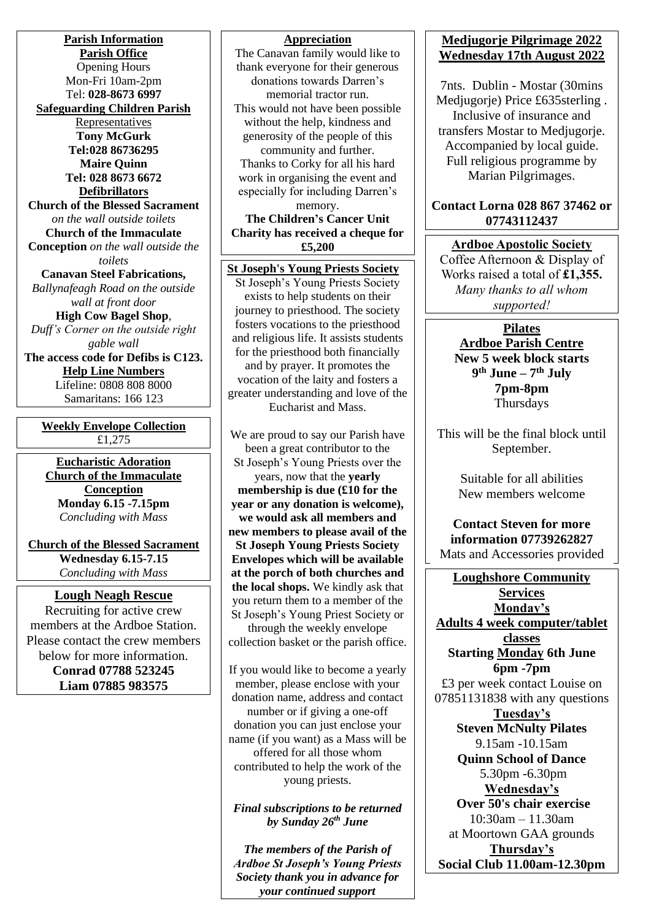**Parish Information**

**Parish Office**

Opening Hours
Mon-Fri 10am-2pm
Tel: **028-8673 6997**

**Safeguarding Children Parish**
Representatives
**Tony McGurk**
**Tel:028 86736295**
**Maire Quinn**
**Tel: 028 8673 6672**

**Defibrillators**

**Church of the Blessed Sacrament** *on the wall outside toilets*

**Church of the Immaculate Conception** *on the wall outside the toilets*

**Canavan Steel Fabrications,** *Ballynafeagh Road on the outside wall at front door*

**High Cow Bagel Shop**, *Duff's Corner on the outside right gable wall*

**The access code for Defibs is C123.**

**Help Line Numbers**
Lifeline: 0808 808 8000
Samaritans: 166 123

**Weekly Envelope Collection**
£1,275

**Eucharistic Adoration**

**Church of the Immaculate Conception**
**Monday 6.15 -7.15pm**
*Concluding with Mass*

**Church of the Blessed Sacrament**
**Wednesday 6.15-7.15**
*Concluding with Mass*

**Lough Neagh Rescue**

Recruiting for active crew members at the Ardboe Station. Please contact the crew members below for more information.
**Conrad 07788 523245**
**Liam 07885 983575**

**Appreciation**

The Canavan family would like to thank everyone for their generous donations towards Darren's memorial tractor run.
This would not have been possible without the help, kindness and generosity of the people of this community and further.
Thanks to Corky for all his hard work in organising the event and especially for including Darren's memory.
**The Children's Cancer Unit Charity has received a cheque for £5,200**

**St Joseph's Young Priests Society**

St Joseph's Young Priests Society exists to help students on their journey to priesthood. The society fosters vocations to the priesthood and religious life. It assists students for the priesthood both financially and by prayer. It promotes the vocation of the laity and fosters a greater understanding and love of the Eucharist and Mass.

We are proud to say our Parish have been a great contributor to the St Joseph's Young Priests over the years, now that the **yearly membership is due (£10 for the year or any donation is welcome), we would ask all members and new members to please avail of the St Joseph Young Priests Society Envelopes which will be available at the porch of both churches and the local shops.** We kindly ask that you return them to a member of the St Joseph's Young Priest Society or through the weekly envelope collection basket or the parish office.

If you would like to become a yearly member, please enclose with your donation name, address and contact number or if giving a one-off donation you can just enclose your name (if you want) as a Mass will be offered for all those whom contributed to help the work of the young priests.

***Final subscriptions to be returned by Sunday 26th June***

***The members of the Parish of Ardboe St Joseph's Young Priests Society thank you in advance for your continued support***

**Medjugorje Pilgrimage 2022**
**Wednesday 17th August 2022**

7nts. Dublin - Mostar (30mins Medjugorje) Price £635sterling . Inclusive of insurance and transfers Mostar to Medjugorje. Accompanied by local guide. Full religious programme by Marian Pilgrimages.

**Contact Lorna 028 867 37462 or 07743112437**

**Ardboe Apostolic Society**

Coffee Afternoon & Display of Works raised a total of **£1,355.**
*Many thanks to all whom supported!*

**Pilates**

**Ardboe Parish Centre**
**New 5 week block starts 9th June – 7th July**
**7pm-8pm**
Thursdays

This will be the final block until September.

Suitable for all abilities
New members welcome

**Contact Steven for more information 07739262827**
Mats and Accessories provided

**Loughshore Community Services**

**Monday's**
**Adults 4 week computer/tablet classes**
**Starting Monday 6th June 6pm -7pm**
£3 per week contact Louise on 07851131838 with any questions

**Tuesday's**
**Steven McNulty Pilates**
9.15am -10.15am
**Quinn School of Dance**
5.30pm -6.30pm

**Wednesday's**
**Over 50's chair exercise**
10:30am – 11.30am
at Moortown GAA grounds

**Thursday's**
**Social Club 11.00am-12.30pm**